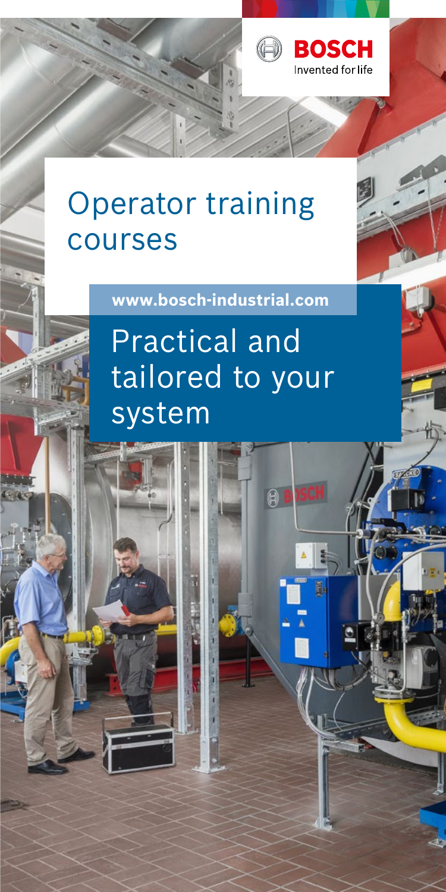BOSCH

Invented for life

# Operator training courses

www.bosch-industrial.com

## Practical and tailored to your system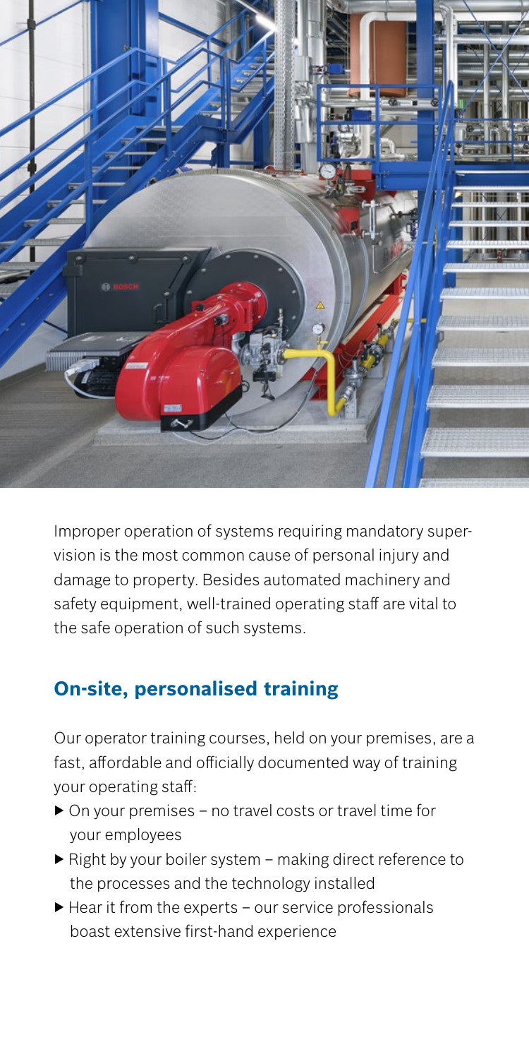Improper operation of systems requiring mandatory supervision is the most common cause of personal injury and damage to property. Besides automated machinery and safety equipment, well-trained operating staff are vital to the safe operation of such systems.

## On-site, personalised training

Our operator training courses, held on your premises, are a fast, affordable and officially documented way of training your operating staff:

- On your premises – no travel costs or travel time for your employees
- Right by your boiler system – making direct reference to the processes and the technology installed
- Hear it from the experts – our service professionals boast extensive first-hand experience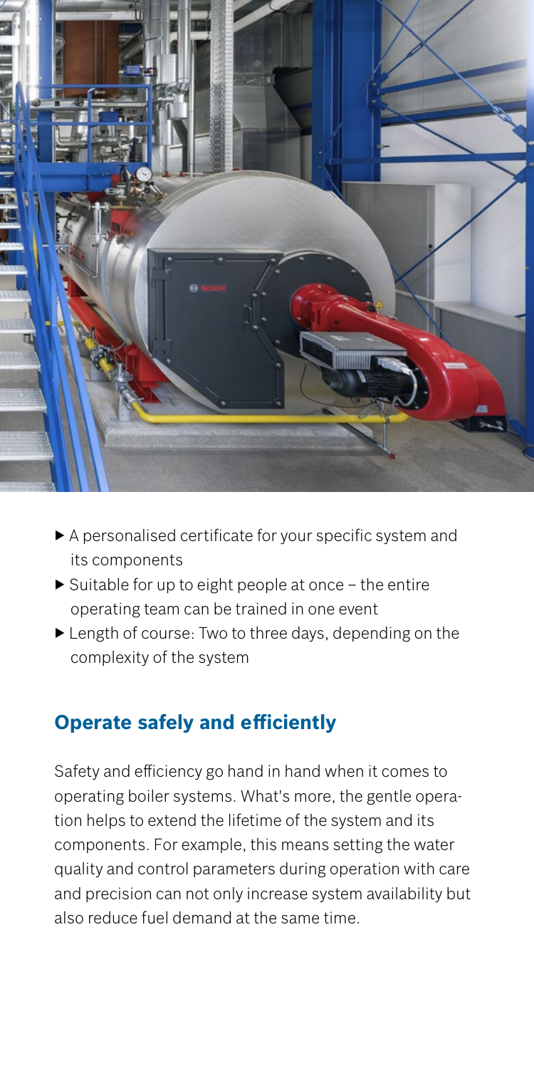- A personalised certificate for your specific system and its components
- Suitable for up to eight people at once – the entire operating team can be trained in one event
- Length of course: Two to three days, depending on the complexity of the system

## Operate safely and efficiently

Safety and efficiency go hand in hand when it comes to operating boiler systems. What's more, the gentle operation helps to extend the lifetime of the system and its components. For example, this means setting the water quality and control parameters during operation with care and precision can not only increase system availability but also reduce fuel demand at the same time.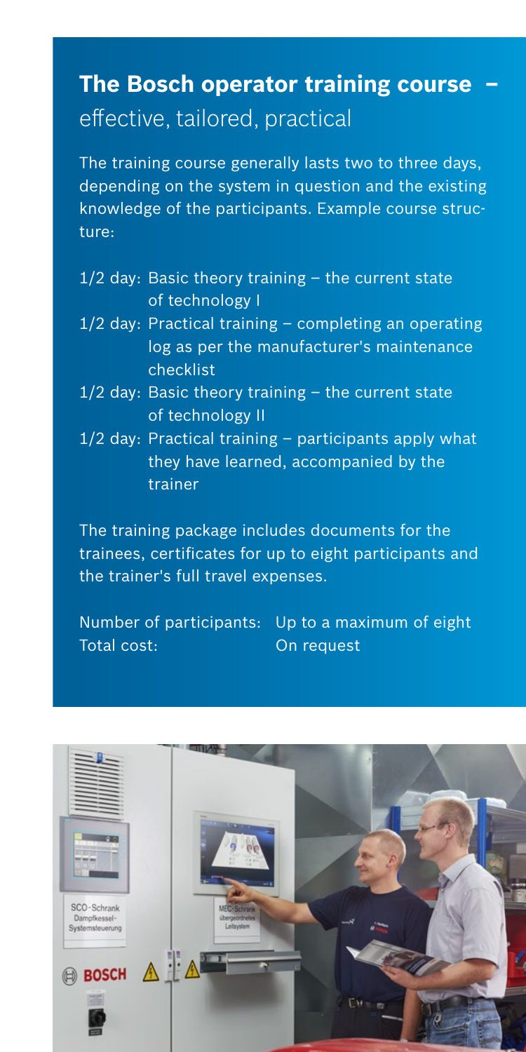## **The Bosch operator training course –** effective, tailored, practical

The training course generally lasts two to three days, depending on the system in question and the existing knowledge of the participants. Example course structure:

- 1/2 day: Basic theory training – the current state of technology I
- 1/2 day: Practical training – completing an operating log as per the manufacturer's maintenance checklist
- 1/2 day: Basic theory training – the current state of technology II
- 1/2 day: Practical training – participants apply what they have learned, accompanied by the trainer

The training package includes documents for the trainees, certificates for up to eight participants and the trainer's full travel expenses.

| | |
|---|---|
| Number of participants: | Up to a maximum of eight |
| Total cost: | On request |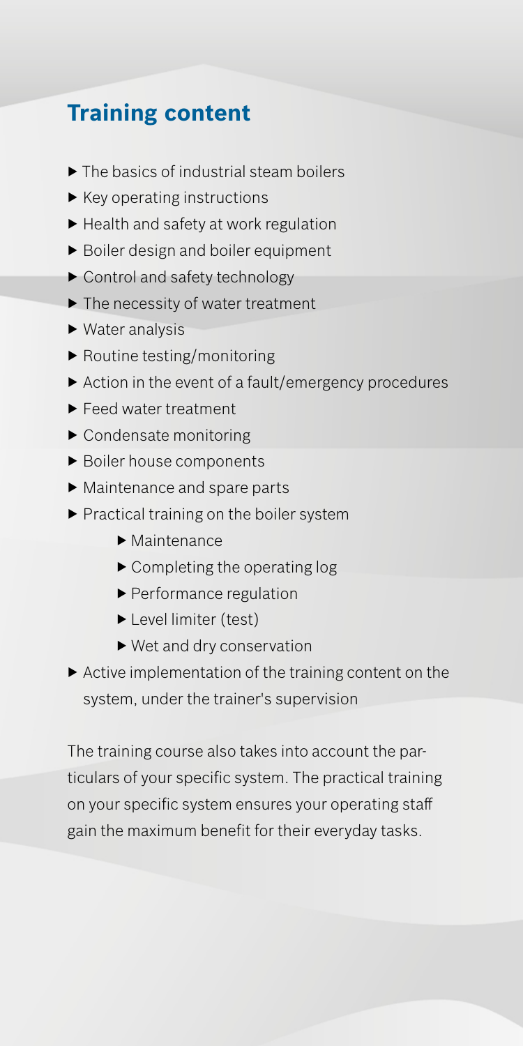## Training content

- The basics of industrial steam boilers
- Key operating instructions
- Health and safety at work regulation
- Boiler design and boiler equipment
- Control and safety technology
- The necessity of water treatment
- Water analysis
- Routine testing/monitoring
- Action in the event of a fault/emergency procedures
- Feed water treatment
- Condensate monitoring
- Boiler house components
- Maintenance and spare parts
- Practical training on the boiler system
    - Maintenance
    - Completing the operating log
    - Performance regulation
    - Level limiter (test)
    - Wet and dry conservation
- Active implementation of the training content on the system, under the trainer's supervision

The training course also takes into account the particulars of your specific system. The practical training on your specific system ensures your operating staff gain the maximum benefit for their everyday tasks.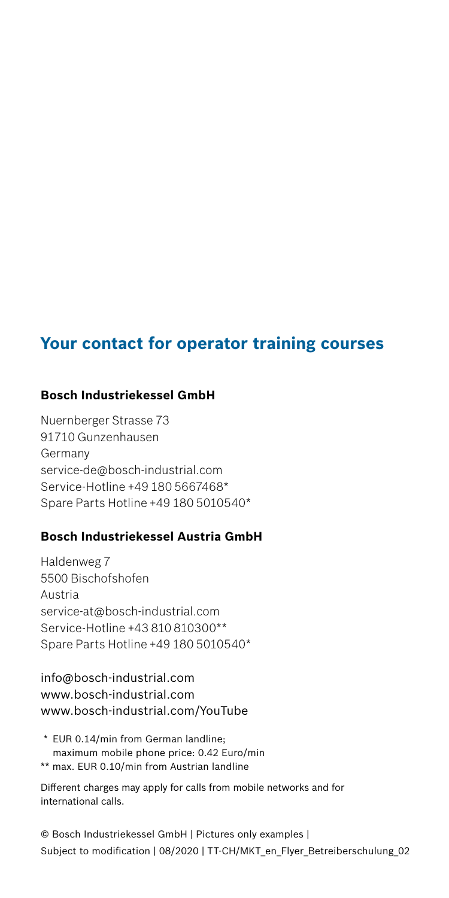## Your contact for operator training courses

**Bosch Industriekessel GmbH**

Nuernberger Strasse 73
91710 Gunzenhausen
Germany
service-de@bosch-industrial.com
Service-Hotline +49 180 5667468*
Spare Parts Hotline +49 180 5010540*

**Bosch Industriekessel Austria GmbH**

Haldenweg 7
5500 Bischofshofen
Austria
service-at@bosch-industrial.com
Service-Hotline +43 810 810300**
Spare Parts Hotline +49 180 5010540*

info@bosch-industrial.com
www.bosch-industrial.com
www.bosch-industrial.com/YouTube

\* EUR 0.14/min from German landline; maximum mobile phone price: 0.42 Euro/min
** max. EUR 0.10/min from Austrian landline

Different charges may apply for calls from mobile networks and for international calls.

© Bosch Industriekessel GmbH | Pictures only examples | Subject to modification | 08/2020 | TT-CH/MKT_en_Flyer_Betreiberschulung_02